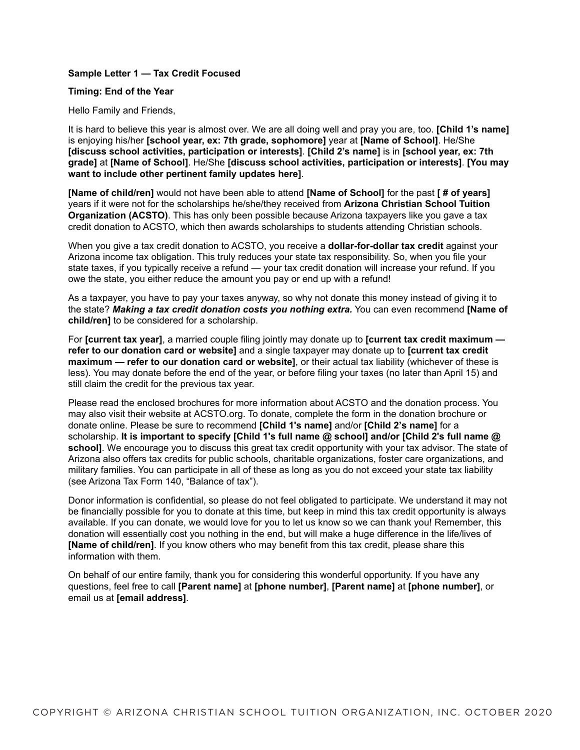**Sample Letter 1 — Tax Credit Focused**

**Timing: End of the Year**

Hello Family and Friends,

It is hard to believe this year is almost over. We are all doing well and pray you are, too. **[Child 1's name]** is enjoying his/her **[school year, ex: 7th grade, sophomore]** year at **[Name of School]**. He/She **[discuss school activities, participation or interests]**. **[Child 2's name]** is in **[school year, ex: 7th grade]** at **[Name of School]**. He/She **[discuss school activities, participation or interests]**. **[You may want to include other pertinent family updates here]**.

**[Name of child/ren]** would not have been able to attend **[Name of School]** for the past **[ # of years]** years if it were not for the scholarships he/she/they received from **Arizona Christian School Tuition Organization (ACSTO)**. This has only been possible because Arizona taxpayers like you gave a tax credit donation to ACSTO, which then awards scholarships to students attending Christian schools.

When you give a tax credit donation to ACSTO, you receive a **dollar-for-dollar tax credit** against your Arizona income tax obligation. This truly reduces your state tax responsibility. So, when you file your state taxes, if you typically receive a refund — your tax credit donation will increase your refund. If you owe the state, you either reduce the amount you pay or end up with a refund!

As a taxpayer, you have to pay your taxes anyway, so why not donate this money instead of giving it to the state? ***Making a tax credit donation costs you nothing extra.*** You can even recommend **[Name of child/ren]** to be considered for a scholarship.

For **[current tax year]**, a married couple filing jointly may donate up to **[current tax credit maximum — refer to our donation card or website]** and a single taxpayer may donate up to **[current tax credit maximum — refer to our donation card or website]**, or their actual tax liability (whichever of these is less). You may donate before the end of the year, or before filing your taxes (no later than April 15) and still claim the credit for the previous tax year.

Please read the enclosed brochures for more information about ACSTO and the donation process. You may also visit their website at ACSTO.org. To donate, complete the form in the donation brochure or donate online. Please be sure to recommend **[Child 1's name]** and/or **[Child 2's name]** for a scholarship. **It is important to specify [Child 1's full name @ school] and/or [Child 2's full name @ school]**. We encourage you to discuss this great tax credit opportunity with your tax advisor. The state of Arizona also offers tax credits for public schools, charitable organizations, foster care organizations, and military families. You can participate in all of these as long as you do not exceed your state tax liability (see Arizona Tax Form 140, "Balance of tax").

Donor information is confidential, so please do not feel obligated to participate. We understand it may not be financially possible for you to donate at this time, but keep in mind this tax credit opportunity is always available. If you can donate, we would love for you to let us know so we can thank you! Remember, this donation will essentially cost you nothing in the end, but will make a huge difference in the life/lives of **[Name of child/ren]**. If you know others who may benefit from this tax credit, please share this information with them.

On behalf of our entire family, thank you for considering this wonderful opportunity. If you have any questions, feel free to call **[Parent name]** at **[phone number]**, **[Parent name]** at **[phone number]**, or email us at **[email address]**.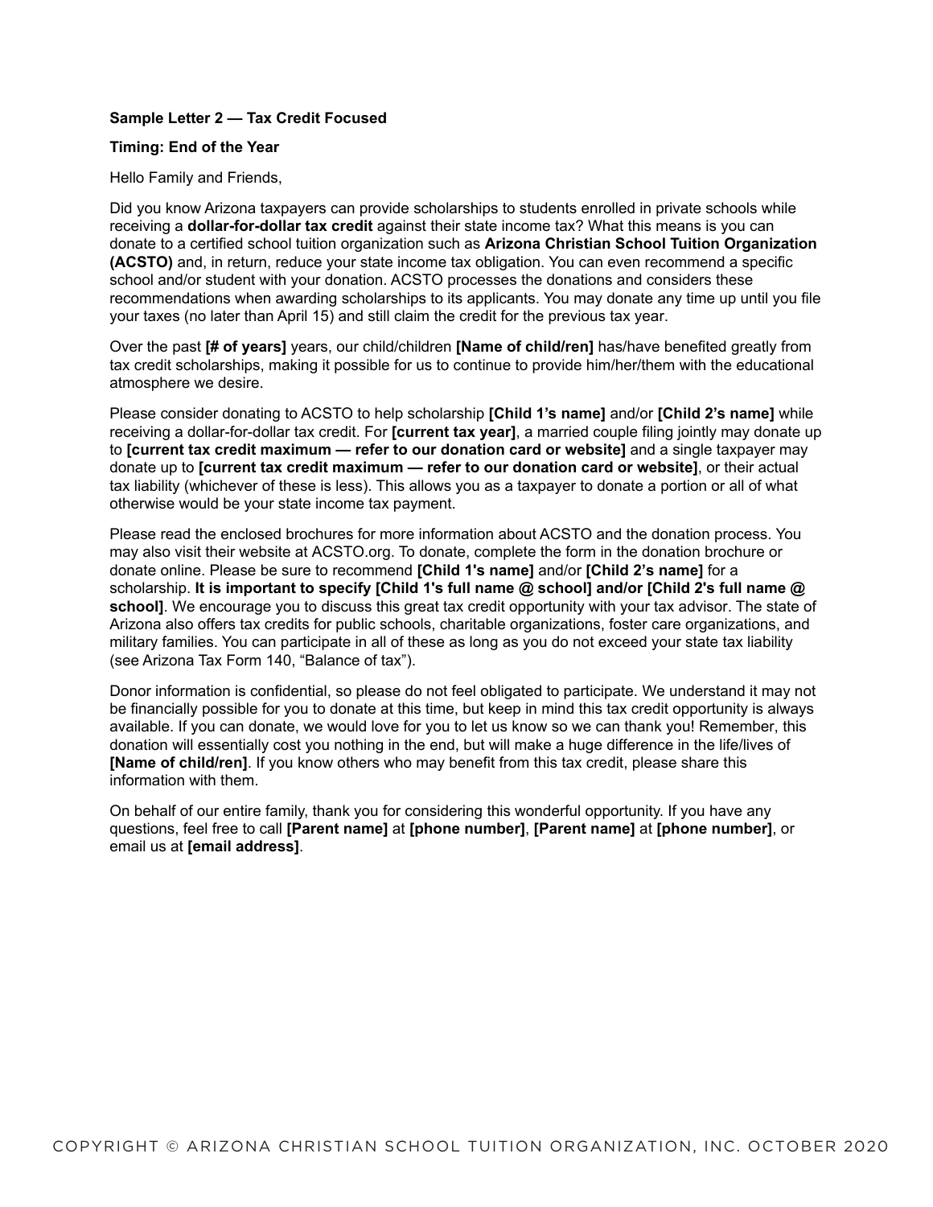**Sample Letter 2 — Tax Credit Focused**

**Timing: End of the Year**

Hello Family and Friends,

Did you know Arizona taxpayers can provide scholarships to students enrolled in private schools while receiving a **dollar-for-dollar tax credit** against their state income tax? What this means is you can donate to a certified school tuition organization such as **Arizona Christian School Tuition Organization (ACSTO)** and, in return, reduce your state income tax obligation. You can even recommend a specific school and/or student with your donation. ACSTO processes the donations and considers these recommendations when awarding scholarships to its applicants. You may donate any time up until you file your taxes (no later than April 15) and still claim the credit for the previous tax year.

Over the past **[# of years]** years, our child/children **[Name of child/ren]** has/have benefited greatly from tax credit scholarships, making it possible for us to continue to provide him/her/them with the educational atmosphere we desire.

Please consider donating to ACSTO to help scholarship **[Child 1's name]** and/or **[Child 2's name]** while receiving a dollar-for-dollar tax credit. For **[current tax year]**, a married couple filing jointly may donate up to **[current tax credit maximum — refer to our donation card or website]** and a single taxpayer may donate up to **[current tax credit maximum — refer to our donation card or website]**, or their actual tax liability (whichever of these is less). This allows you as a taxpayer to donate a portion or all of what otherwise would be your state income tax payment.

Please read the enclosed brochures for more information about ACSTO and the donation process. You may also visit their website at ACSTO.org. To donate, complete the form in the donation brochure or donate online. Please be sure to recommend **[Child 1's name]** and/or **[Child 2's name]** for a scholarship. **It is important to specify [Child 1's full name @ school] and/or [Child 2's full name @ school]**. We encourage you to discuss this great tax credit opportunity with your tax advisor. The state of Arizona also offers tax credits for public schools, charitable organizations, foster care organizations, and military families. You can participate in all of these as long as you do not exceed your state tax liability (see Arizona Tax Form 140, "Balance of tax").

Donor information is confidential, so please do not feel obligated to participate. We understand it may not be financially possible for you to donate at this time, but keep in mind this tax credit opportunity is always available. If you can donate, we would love for you to let us know so we can thank you! Remember, this donation will essentially cost you nothing in the end, but will make a huge difference in the life/lives of **[Name of child/ren]**. If you know others who may benefit from this tax credit, please share this information with them.

On behalf of our entire family, thank you for considering this wonderful opportunity. If you have any questions, feel free to call **[Parent name]** at **[phone number]**, **[Parent name]** at **[phone number]**, or email us at **[email address]**.

COPYRIGHT © ARIZONA CHRISTIAN SCHOOL TUITION ORGANIZATION, INC. OCTOBER 2020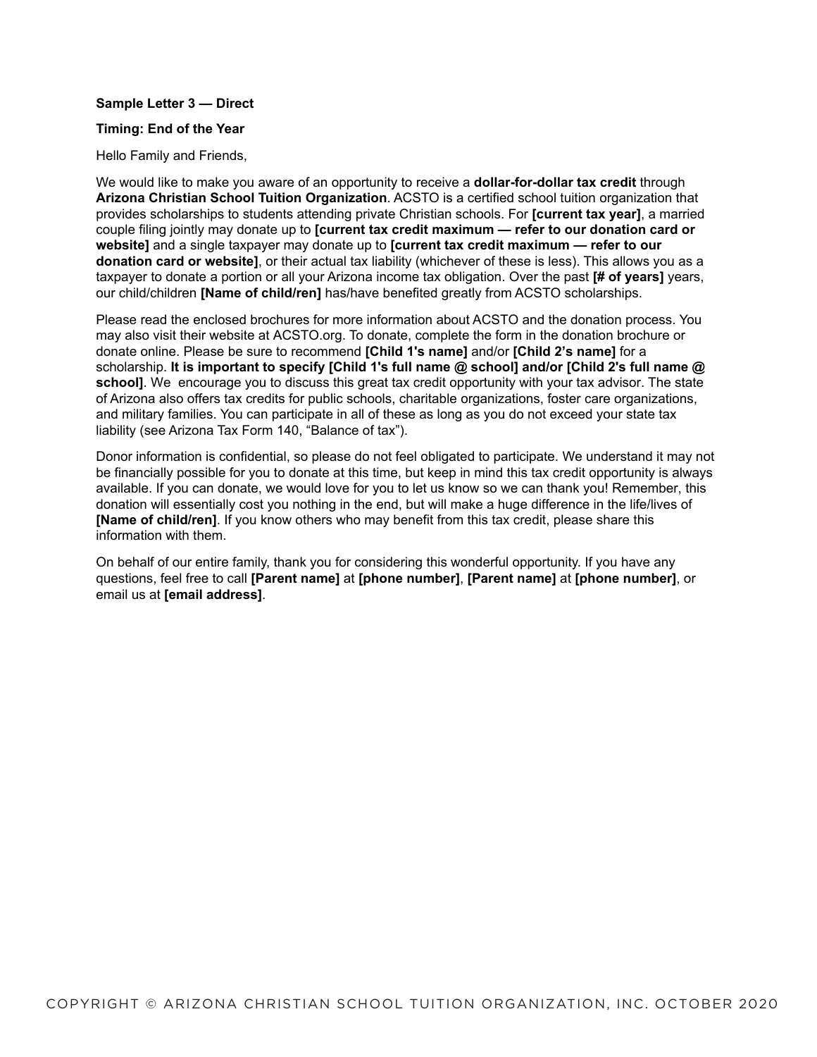**Sample Letter 3 — Direct**

**Timing: End of the Year**

Hello Family and Friends,

We would like to make you aware of an opportunity to receive a **dollar-for-dollar tax credit** through **Arizona Christian School Tuition Organization**. ACSTO is a certified school tuition organization that provides scholarships to students attending private Christian schools. For **[current tax year]**, a married couple filing jointly may donate up to **[current tax credit maximum — refer to our donation card or website]** and a single taxpayer may donate up to **[current tax credit maximum — refer to our donation card or website]**, or their actual tax liability (whichever of these is less). This allows you as a taxpayer to donate a portion or all your Arizona income tax obligation. Over the past **[# of years]** years, our child/children **[Name of child/ren]** has/have benefited greatly from ACSTO scholarships.

Please read the enclosed brochures for more information about ACSTO and the donation process. You may also visit their website at ACSTO.org. To donate, complete the form in the donation brochure or donate online. Please be sure to recommend **[Child 1's name]** and/or **[Child 2's name]** for a scholarship. **It is important to specify [Child 1's full name @ school] and/or [Child 2's full name @ school]**. We encourage you to discuss this great tax credit opportunity with your tax advisor. The state of Arizona also offers tax credits for public schools, charitable organizations, foster care organizations, and military families. You can participate in all of these as long as you do not exceed your state tax liability (see Arizona Tax Form 140, "Balance of tax").

Donor information is confidential, so please do not feel obligated to participate. We understand it may not be financially possible for you to donate at this time, but keep in mind this tax credit opportunity is always available. If you can donate, we would love for you to let us know so we can thank you! Remember, this donation will essentially cost you nothing in the end, but will make a huge difference in the life/lives of **[Name of child/ren]**. If you know others who may benefit from this tax credit, please share this information with them.

On behalf of our entire family, thank you for considering this wonderful opportunity. If you have any questions, feel free to call **[Parent name]** at **[phone number]**, **[Parent name]** at **[phone number]**, or email us at **[email address]**.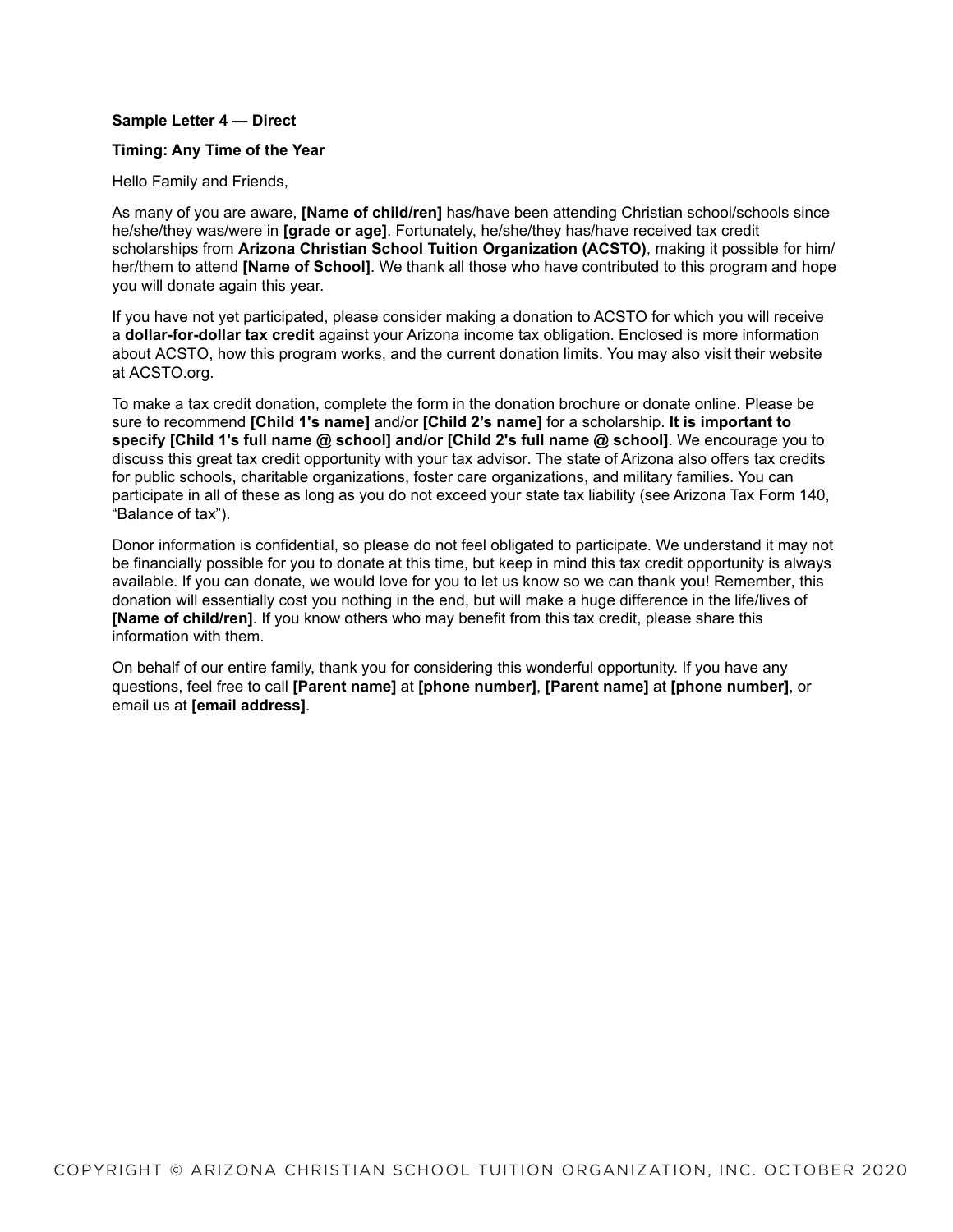**Sample Letter 4 — Direct**

**Timing: Any Time of the Year**

Hello Family and Friends,

As many of you are aware, **[Name of child/ren]** has/have been attending Christian school/schools since he/she/they was/were in **[grade or age]**. Fortunately, he/she/they has/have received tax credit scholarships from **Arizona Christian School Tuition Organization (ACSTO)**, making it possible for him/her/them to attend **[Name of School]**. We thank all those who have contributed to this program and hope you will donate again this year.

If you have not yet participated, please consider making a donation to ACSTO for which you will receive a **dollar-for-dollar tax credit** against your Arizona income tax obligation. Enclosed is more information about ACSTO, how this program works, and the current donation limits. You may also visit their website at ACSTO.org.

To make a tax credit donation, complete the form in the donation brochure or donate online. Please be sure to recommend **[Child 1's name]** and/or **[Child 2's name]** for a scholarship. **It is important to specify [Child 1's full name @ school] and/or [Child 2's full name @ school]**. We encourage you to discuss this great tax credit opportunity with your tax advisor. The state of Arizona also offers tax credits for public schools, charitable organizations, foster care organizations, and military families. You can participate in all of these as long as you do not exceed your state tax liability (see Arizona Tax Form 140, "Balance of tax").

Donor information is confidential, so please do not feel obligated to participate. We understand it may not be financially possible for you to donate at this time, but keep in mind this tax credit opportunity is always available. If you can donate, we would love for you to let us know so we can thank you! Remember, this donation will essentially cost you nothing in the end, but will make a huge difference in the life/lives of **[Name of child/ren]**. If you know others who may benefit from this tax credit, please share this information with them.

On behalf of our entire family, thank you for considering this wonderful opportunity. If you have any questions, feel free to call **[Parent name]** at **[phone number]**, **[Parent name]** at **[phone number]**, or email us at **[email address]**.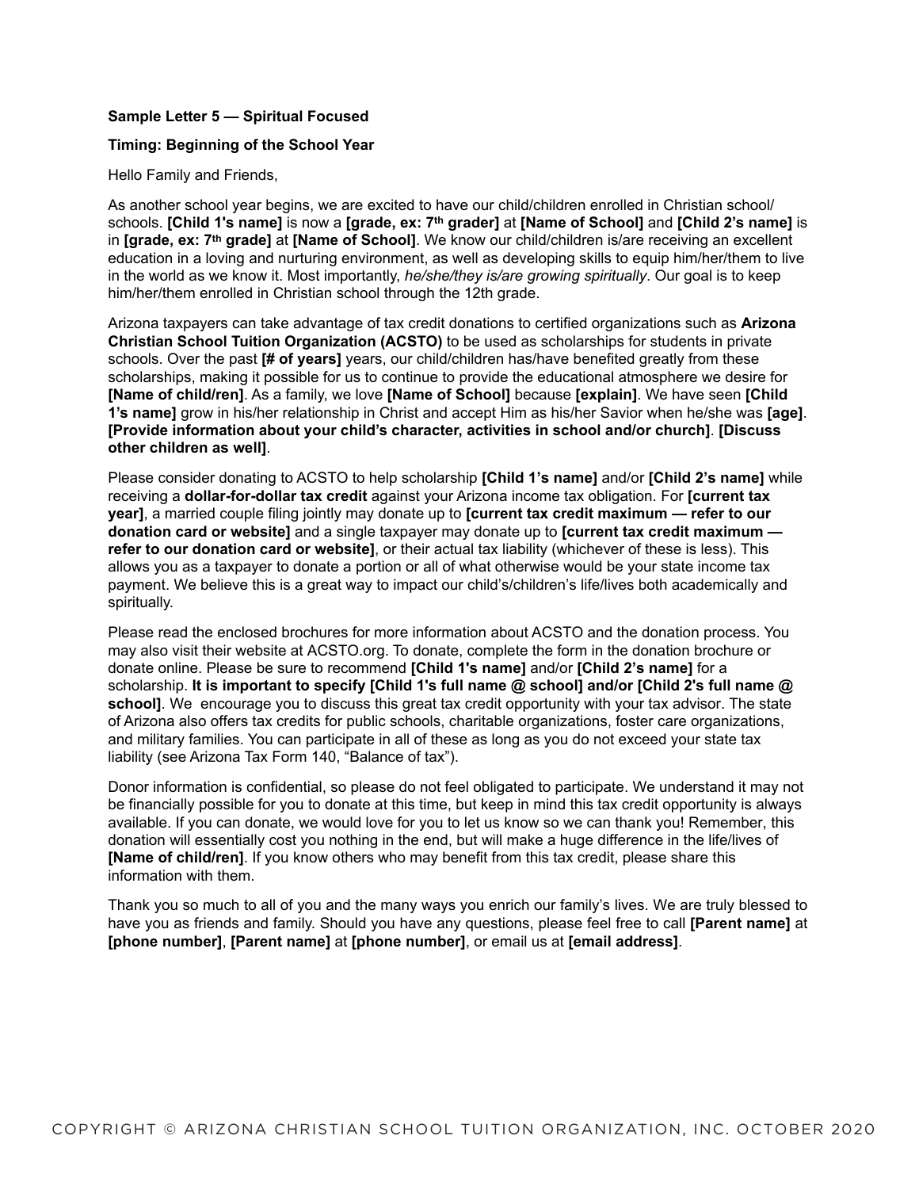**Sample Letter 5 — Spiritual Focused**

**Timing: Beginning of the School Year**

Hello Family and Friends,

As another school year begins, we are excited to have our child/children enrolled in Christian school/schools. **[Child 1's name]** is now a **[grade, ex: 7th grader]** at **[Name of School]** and **[Child 2's name]** is in **[grade, ex: 7th grade]** at **[Name of School]**. We know our child/children is/are receiving an excellent education in a loving and nurturing environment, as well as developing skills to equip him/her/them to live in the world as we know it. Most importantly, *he/she/they is/are growing spiritually*. Our goal is to keep him/her/them enrolled in Christian school through the 12th grade.

Arizona taxpayers can take advantage of tax credit donations to certified organizations such as **Arizona Christian School Tuition Organization (ACSTO)** to be used as scholarships for students in private schools. Over the past **[# of years]** years, our child/children has/have benefited greatly from these scholarships, making it possible for us to continue to provide the educational atmosphere we desire for **[Name of child/ren]**. As a family, we love **[Name of School]** because **[explain]**. We have seen **[Child 1's name]** grow in his/her relationship in Christ and accept Him as his/her Savior when he/she was **[age]**. **[Provide information about your child's character, activities in school and/or church]**. **[Discuss other children as well]**.

Please consider donating to ACSTO to help scholarship **[Child 1's name]** and/or **[Child 2's name]** while receiving a **dollar-for-dollar tax credit** against your Arizona income tax obligation. For **[current tax year]**, a married couple filing jointly may donate up to **[current tax credit maximum — refer to our donation card or website]** and a single taxpayer may donate up to **[current tax credit maximum — refer to our donation card or website]**, or their actual tax liability (whichever of these is less). This allows you as a taxpayer to donate a portion or all of what otherwise would be your state income tax payment. We believe this is a great way to impact our child's/children's life/lives both academically and spiritually.

Please read the enclosed brochures for more information about ACSTO and the donation process. You may also visit their website at ACSTO.org. To donate, complete the form in the donation brochure or donate online. Please be sure to recommend **[Child 1's name]** and/or **[Child 2's name]** for a scholarship. **It is important to specify [Child 1's full name @ school] and/or [Child 2's full name @ school]**. We encourage you to discuss this great tax credit opportunity with your tax advisor. The state of Arizona also offers tax credits for public schools, charitable organizations, foster care organizations, and military families. You can participate in all of these as long as you do not exceed your state tax liability (see Arizona Tax Form 140, "Balance of tax").

Donor information is confidential, so please do not feel obligated to participate. We understand it may not be financially possible for you to donate at this time, but keep in mind this tax credit opportunity is always available. If you can donate, we would love for you to let us know so we can thank you! Remember, this donation will essentially cost you nothing in the end, but will make a huge difference in the life/lives of **[Name of child/ren]**. If you know others who may benefit from this tax credit, please share this information with them.

Thank you so much to all of you and the many ways you enrich our family's lives. We are truly blessed to have you as friends and family. Should you have any questions, please feel free to call **[Parent name]** at **[phone number]**, **[Parent name]** at **[phone number]**, or email us at **[email address]**.

COPYRIGHT © ARIZONA CHRISTIAN SCHOOL TUITION ORGANIZATION, INC. OCTOBER 2020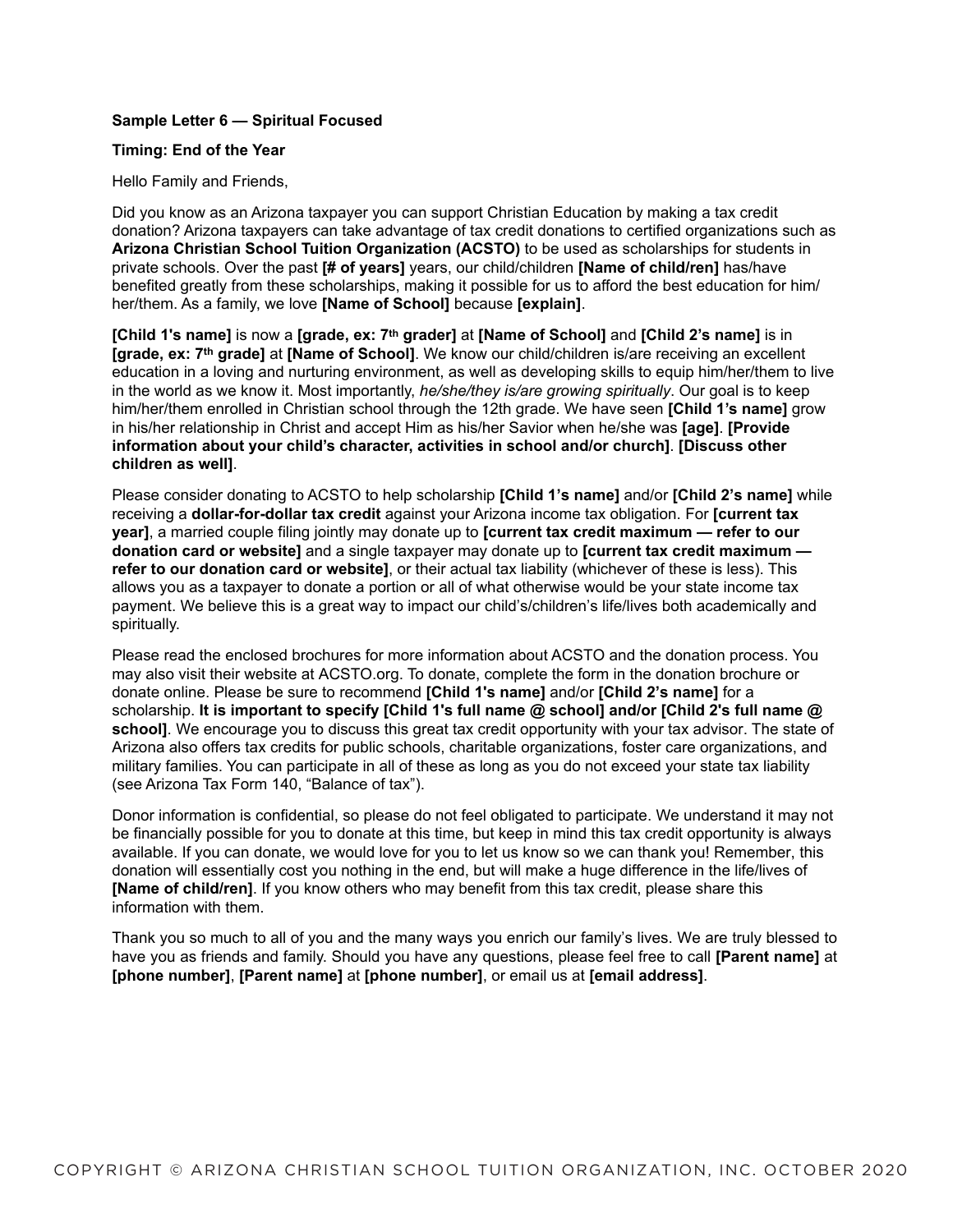**Sample Letter 6 — Spiritual Focused**

**Timing: End of the Year**

Hello Family and Friends,

Did you know as an Arizona taxpayer you can support Christian Education by making a tax credit donation? Arizona taxpayers can take advantage of tax credit donations to certified organizations such as **Arizona Christian School Tuition Organization (ACSTO)** to be used as scholarships for students in private schools. Over the past **[# of years]** years, our child/children **[Name of child/ren]** has/have benefited greatly from these scholarships, making it possible for us to afford the best education for him/her/them. As a family, we love **[Name of School]** because **[explain]**.

**[Child 1's name]** is now a **[grade, ex: 7th grader]** at **[Name of School]** and **[Child 2's name]** is in **[grade, ex: 7th grade]** at **[Name of School]**. We know our child/children is/are receiving an excellent education in a loving and nurturing environment, as well as developing skills to equip him/her/them to live in the world as we know it. Most importantly, *he/she/they is/are growing spiritually*. Our goal is to keep him/her/them enrolled in Christian school through the 12th grade. We have seen **[Child 1's name]** grow in his/her relationship in Christ and accept Him as his/her Savior when he/she was **[age]**. **[Provide information about your child's character, activities in school and/or church]**. **[Discuss other children as well]**.

Please consider donating to ACSTO to help scholarship **[Child 1's name]** and/or **[Child 2's name]** while receiving a **dollar-for-dollar tax credit** against your Arizona income tax obligation. For **[current tax year]**, a married couple filing jointly may donate up to **[current tax credit maximum — refer to our donation card or website]** and a single taxpayer may donate up to **[current tax credit maximum — refer to our donation card or website]**, or their actual tax liability (whichever of these is less). This allows you as a taxpayer to donate a portion or all of what otherwise would be your state income tax payment. We believe this is a great way to impact our child's/children's life/lives both academically and spiritually.

Please read the enclosed brochures for more information about ACSTO and the donation process. You may also visit their website at ACSTO.org. To donate, complete the form in the donation brochure or donate online. Please be sure to recommend **[Child 1's name]** and/or **[Child 2's name]** for a scholarship. **It is important to specify [Child 1's full name @ school] and/or [Child 2's full name @ school]**. We encourage you to discuss this great tax credit opportunity with your tax advisor. The state of Arizona also offers tax credits for public schools, charitable organizations, foster care organizations, and military families. You can participate in all of these as long as you do not exceed your state tax liability (see Arizona Tax Form 140, "Balance of tax").

Donor information is confidential, so please do not feel obligated to participate. We understand it may not be financially possible for you to donate at this time, but keep in mind this tax credit opportunity is always available. If you can donate, we would love for you to let us know so we can thank you! Remember, this donation will essentially cost you nothing in the end, but will make a huge difference in the life/lives of **[Name of child/ren]**. If you know others who may benefit from this tax credit, please share this information with them.

Thank you so much to all of you and the many ways you enrich our family's lives. We are truly blessed to have you as friends and family. Should you have any questions, please feel free to call **[Parent name]** at **[phone number]**, **[Parent name]** at **[phone number]**, or email us at **[email address]**.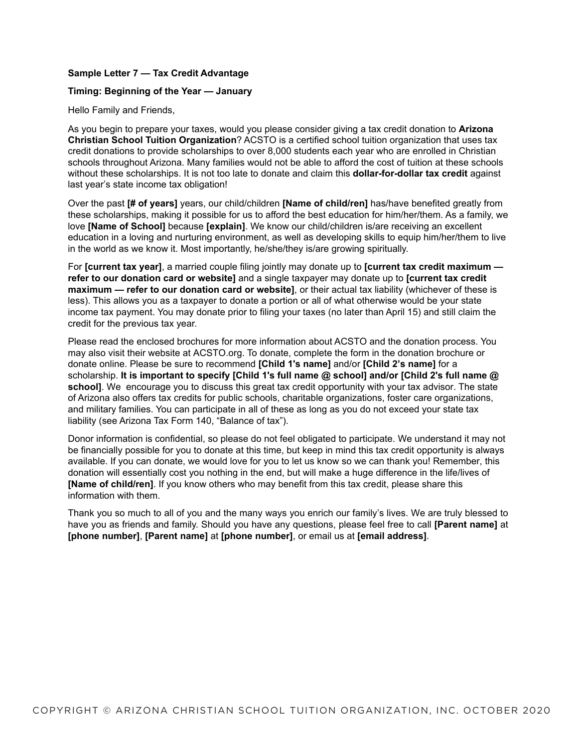**Sample Letter 7 — Tax Credit Advantage**

**Timing: Beginning of the Year — January**

Hello Family and Friends,

As you begin to prepare your taxes, would you please consider giving a tax credit donation to **Arizona Christian School Tuition Organization**? ACSTO is a certified school tuition organization that uses tax credit donations to provide scholarships to over 8,000 students each year who are enrolled in Christian schools throughout Arizona. Many families would not be able to afford the cost of tuition at these schools without these scholarships. It is not too late to donate and claim this **dollar-for-dollar tax credit** against last year's state income tax obligation!

Over the past **[# of years]** years, our child/children **[Name of child/ren]** has/have benefited greatly from these scholarships, making it possible for us to afford the best education for him/her/them. As a family, we love **[Name of School]** because **[explain]**. We know our child/children is/are receiving an excellent education in a loving and nurturing environment, as well as developing skills to equip him/her/them to live in the world as we know it. Most importantly, he/she/they is/are growing spiritually.

For **[current tax year]**, a married couple filing jointly may donate up to **[current tax credit maximum — refer to our donation card or website]** and a single taxpayer may donate up to **[current tax credit maximum — refer to our donation card or website]**, or their actual tax liability (whichever of these is less). This allows you as a taxpayer to donate a portion or all of what otherwise would be your state income tax payment. You may donate prior to filing your taxes (no later than April 15) and still claim the credit for the previous tax year.

Please read the enclosed brochures for more information about ACSTO and the donation process. You may also visit their website at ACSTO.org. To donate, complete the form in the donation brochure or donate online. Please be sure to recommend **[Child 1's name]** and/or **[Child 2's name]** for a scholarship. **It is important to specify [Child 1's full name @ school] and/or [Child 2's full name @ school]**. We encourage you to discuss this great tax credit opportunity with your tax advisor. The state of Arizona also offers tax credits for public schools, charitable organizations, foster care organizations, and military families. You can participate in all of these as long as you do not exceed your state tax liability (see Arizona Tax Form 140, "Balance of tax").

Donor information is confidential, so please do not feel obligated to participate. We understand it may not be financially possible for you to donate at this time, but keep in mind this tax credit opportunity is always available. If you can donate, we would love for you to let us know so we can thank you! Remember, this donation will essentially cost you nothing in the end, but will make a huge difference in the life/lives of **[Name of child/ren]**. If you know others who may benefit from this tax credit, please share this information with them.

Thank you so much to all of you and the many ways you enrich our family's lives. We are truly blessed to have you as friends and family. Should you have any questions, please feel free to call **[Parent name]** at **[phone number]**, **[Parent name]** at **[phone number]**, or email us at **[email address]**.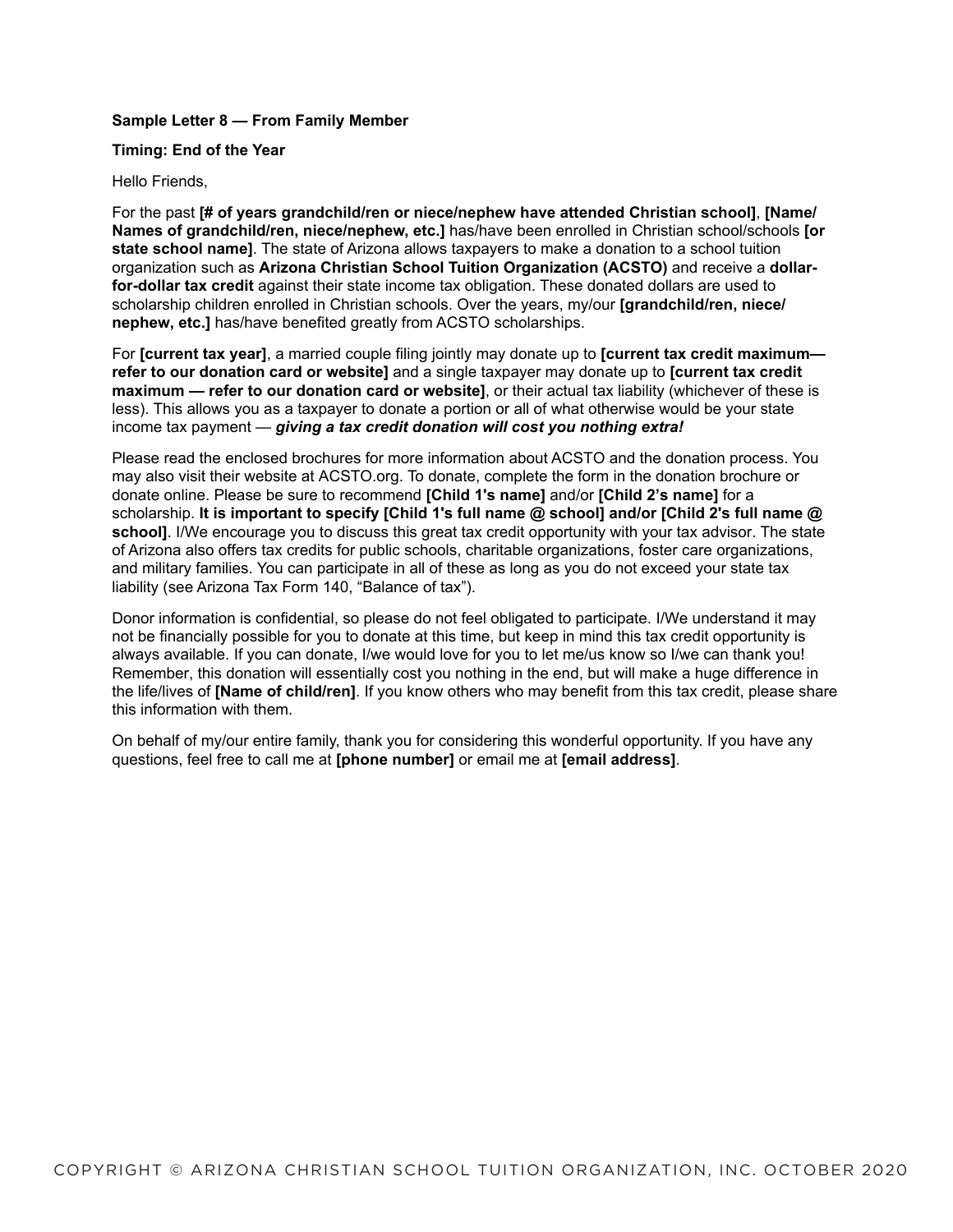**Sample Letter 8 — From Family Member**

**Timing: End of the Year**

Hello Friends,

For the past **[# of years grandchild/ren or niece/nephew have attended Christian school]**, **[Name/ Names of grandchild/ren, niece/nephew, etc.]** has/have been enrolled in Christian school/schools **[or state school name]**. The state of Arizona allows taxpayers to make a donation to a school tuition organization such as **Arizona Christian School Tuition Organization (ACSTO)** and receive a **dollar-for-dollar tax credit** against their state income tax obligation. These donated dollars are used to scholarship children enrolled in Christian schools. Over the years, my/our **[grandchild/ren, niece/ nephew, etc.]** has/have benefited greatly from ACSTO scholarships.

For **[current tax year]**, a married couple filing jointly may donate up to **[current tax credit maximum— refer to our donation card or website]** and a single taxpayer may donate up to **[current tax credit maximum — refer to our donation card or website]**, or their actual tax liability (whichever of these is less). This allows you as a taxpayer to donate a portion or all of what otherwise would be your state income tax payment — ***giving a tax credit donation will cost you nothing extra!***

Please read the enclosed brochures for more information about ACSTO and the donation process. You may also visit their website at ACSTO.org. To donate, complete the form in the donation brochure or donate online. Please be sure to recommend **[Child 1's name]** and/or **[Child 2's name]** for a scholarship. **It is important to specify [Child 1's full name @ school] and/or [Child 2's full name @ school]**. I/We encourage you to discuss this great tax credit opportunity with your tax advisor. The state of Arizona also offers tax credits for public schools, charitable organizations, foster care organizations, and military families. You can participate in all of these as long as you do not exceed your state tax liability (see Arizona Tax Form 140, "Balance of tax").

Donor information is confidential, so please do not feel obligated to participate. I/We understand it may not be financially possible for you to donate at this time, but keep in mind this tax credit opportunity is always available. If you can donate, I/we would love for you to let me/us know so I/we can thank you! Remember, this donation will essentially cost you nothing in the end, but will make a huge difference in the life/lives of **[Name of child/ren]**. If you know others who may benefit from this tax credit, please share this information with them.

On behalf of my/our entire family, thank you for considering this wonderful opportunity. If you have any questions, feel free to call me at **[phone number]** or email me at **[email address]**.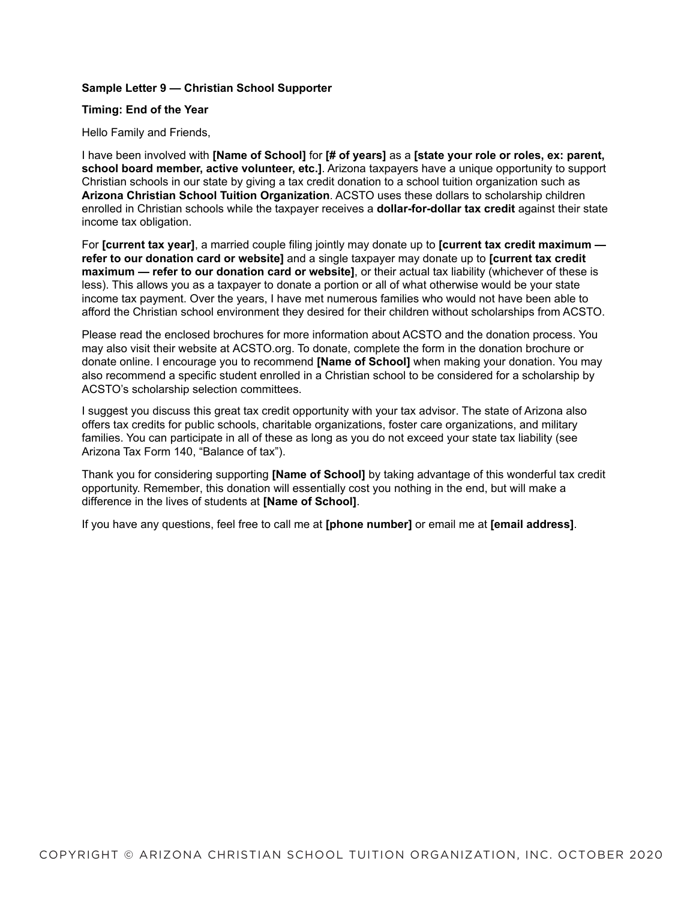**Sample Letter 9 — Christian School Supporter**

**Timing: End of the Year**

Hello Family and Friends,

I have been involved with **[Name of School]** for **[# of years]** as a **[state your role or roles, ex: parent, school board member, active volunteer, etc.]**. Arizona taxpayers have a unique opportunity to support Christian schools in our state by giving a tax credit donation to a school tuition organization such as **Arizona Christian School Tuition Organization**. ACSTO uses these dollars to scholarship children enrolled in Christian schools while the taxpayer receives a **dollar-for-dollar tax credit** against their state income tax obligation.

For **[current tax year]**, a married couple filing jointly may donate up to **[current tax credit maximum — refer to our donation card or website]** and a single taxpayer may donate up to **[current tax credit maximum — refer to our donation card or website]**, or their actual tax liability (whichever of these is less). This allows you as a taxpayer to donate a portion or all of what otherwise would be your state income tax payment. Over the years, I have met numerous families who would not have been able to afford the Christian school environment they desired for their children without scholarships from ACSTO.

Please read the enclosed brochures for more information about ACSTO and the donation process. You may also visit their website at ACSTO.org. To donate, complete the form in the donation brochure or donate online. I encourage you to recommend **[Name of School]** when making your donation. You may also recommend a specific student enrolled in a Christian school to be considered for a scholarship by ACSTO's scholarship selection committees.

I suggest you discuss this great tax credit opportunity with your tax advisor. The state of Arizona also offers tax credits for public schools, charitable organizations, foster care organizations, and military families. You can participate in all of these as long as you do not exceed your state tax liability (see Arizona Tax Form 140, "Balance of tax").

Thank you for considering supporting **[Name of School]** by taking advantage of this wonderful tax credit opportunity. Remember, this donation will essentially cost you nothing in the end, but will make a difference in the lives of students at **[Name of School]**.

If you have any questions, feel free to call me at **[phone number]** or email me at **[email address]**.

COPYRIGHT © ARIZONA CHRISTIAN SCHOOL TUITION ORGANIZATION, INC. OCTOBER 2020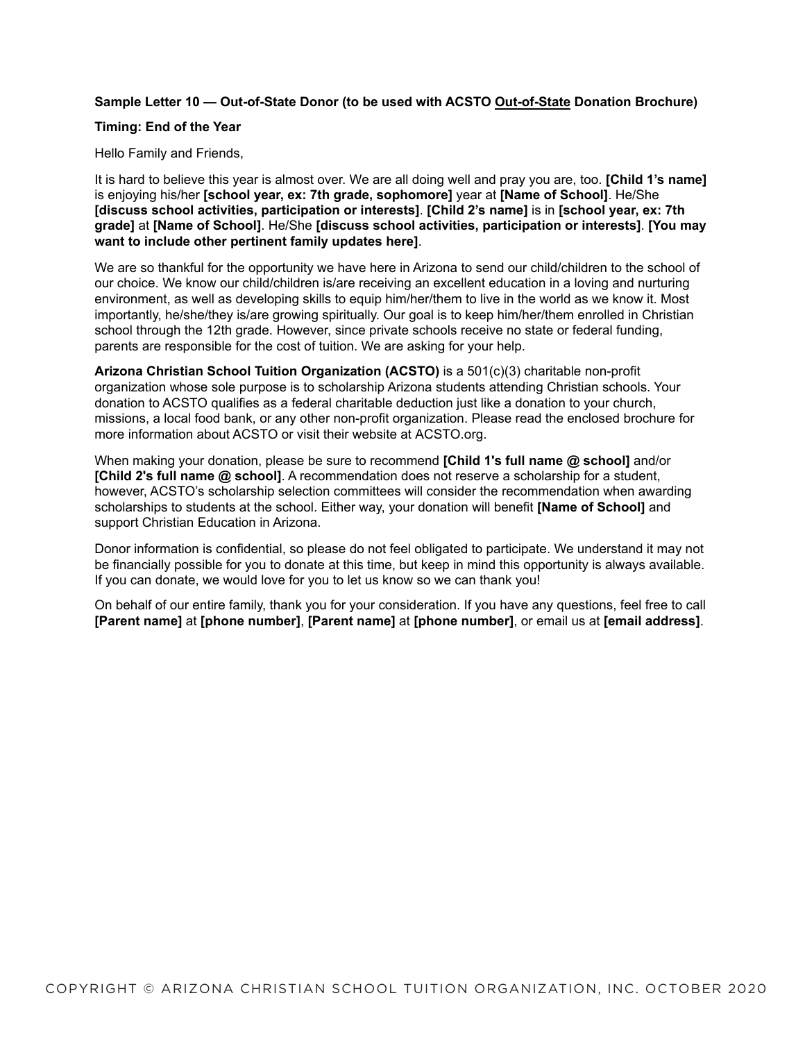**Sample Letter 10 — Out-of-State Donor (to be used with ACSTO Out-of-State Donation Brochure)**

**Timing: End of the Year**

Hello Family and Friends,

It is hard to believe this year is almost over. We are all doing well and pray you are, too. **[Child 1's name]** is enjoying his/her **[school year, ex: 7th grade, sophomore]** year at **[Name of School]**. He/She **[discuss school activities, participation or interests]**. **[Child 2's name]** is in **[school year, ex: 7th grade]** at **[Name of School]**. He/She **[discuss school activities, participation or interests]**. **[You may want to include other pertinent family updates here]**.

We are so thankful for the opportunity we have here in Arizona to send our child/children to the school of our choice. We know our child/children is/are receiving an excellent education in a loving and nurturing environment, as well as developing skills to equip him/her/them to live in the world as we know it. Most importantly, he/she/they is/are growing spiritually. Our goal is to keep him/her/them enrolled in Christian school through the 12th grade. However, since private schools receive no state or federal funding, parents are responsible for the cost of tuition. We are asking for your help.

**Arizona Christian School Tuition Organization (ACSTO)** is a 501(c)(3) charitable non-profit organization whose sole purpose is to scholarship Arizona students attending Christian schools. Your donation to ACSTO qualifies as a federal charitable deduction just like a donation to your church, missions, a local food bank, or any other non-profit organization. Please read the enclosed brochure for more information about ACSTO or visit their website at ACSTO.org.

When making your donation, please be sure to recommend **[Child 1's full name @ school]** and/or **[Child 2's full name @ school]**. A recommendation does not reserve a scholarship for a student, however, ACSTO's scholarship selection committees will consider the recommendation when awarding scholarships to students at the school. Either way, your donation will benefit **[Name of School]** and support Christian Education in Arizona.

Donor information is confidential, so please do not feel obligated to participate. We understand it may not be financially possible for you to donate at this time, but keep in mind this opportunity is always available. If you can donate, we would love for you to let us know so we can thank you!

On behalf of our entire family, thank you for your consideration. If you have any questions, feel free to call **[Parent name]** at **[phone number]**, **[Parent name]** at **[phone number]**, or email us at **[email address]**.

COPYRIGHT © ARIZONA CHRISTIAN SCHOOL TUITION ORGANIZATION, INC. OCTOBER 2020